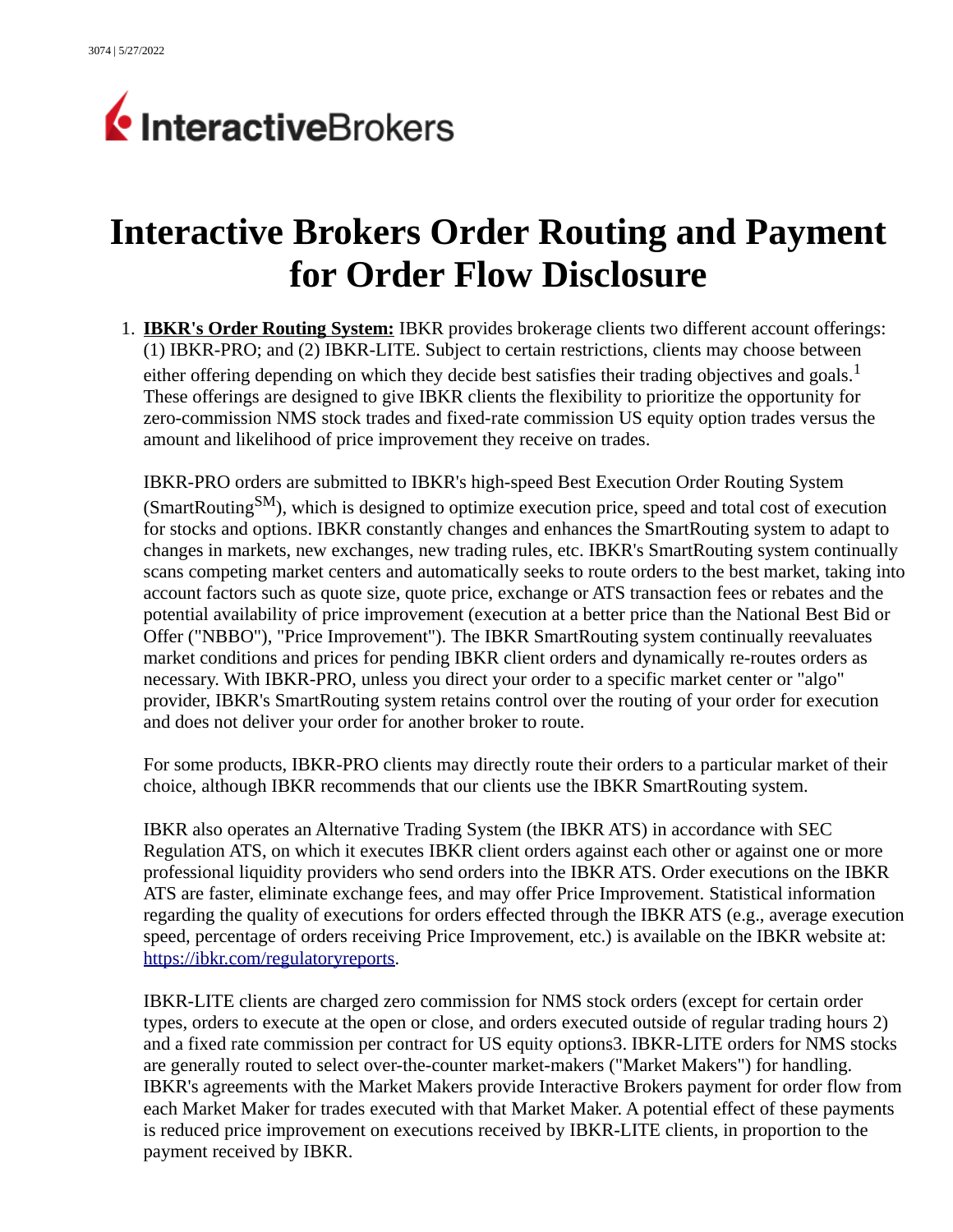# Interactive Brokers Order Routing and Payment for Order Flow Disclosure

1. **IBKR's Order Routing System:** IBKR provides brokerage clients two different account offerings: (1) IBKR-PRO; and (2) IBKR-LITE. Subject to certain restrictions, clients may choose between either offering depending on which they decide best satisfies their trading objectives and goals.[1] These offerings are designed to give IBKR clients the flexibility to prioritize the opportunity for zero-commission NMS stock trades and fixed-rate commission US equity option trades versus the amount and likelihood of price improvement they receive on trades.

   IBKR-PRO orders are submitted to IBKR's high-speed Best Execution Order Routing System (SmartRouting[SM]), which is designed to optimize execution price, speed and total cost of execution for stocks and options. IBKR constantly changes and enhances the SmartRouting system to adapt to changes in markets, new exchanges, new trading rules, etc. IBKR's SmartRouting system continually scans competing market centers and automatically seeks to route orders to the best market, taking into account factors such as quote size, quote price, exchange or ATS transaction fees or rebates and the potential availability of price improvement (execution at a better price than the National Best Bid or Offer ("NBBO"), "Price Improvement"). The IBKR SmartRouting system continually reevaluates market conditions and prices for pending IBKR client orders and dynamically re-routes orders as necessary. With IBKR-PRO, unless you direct your order to a specific market center or "algo" provider, IBKR's SmartRouting system retains control over the routing of your order for execution and does not deliver your order for another broker to route.

   For some products, IBKR-PRO clients may directly route their orders to a particular market of their choice, although IBKR recommends that our clients use the IBKR SmartRouting system.

   IBKR also operates an Alternative Trading System (the IBKR ATS) in accordance with SEC Regulation ATS, on which it executes IBKR client orders against each other or against one or more professional liquidity providers who send orders into the IBKR ATS. Order executions on the IBKR ATS are faster, eliminate exchange fees, and may offer Price Improvement. Statistical information regarding the quality of executions for orders effected through the IBKR ATS (e.g., average execution speed, percentage of orders receiving Price Improvement, etc.) is available on the IBKR website at: https://ibkr.com/regulatoryreports.

   IBKR-LITE clients are charged zero commission for NMS stock orders (except for certain order types, orders to execute at the open or close, and orders executed outside of regular trading hours 2) and a fixed rate commission per contract for US equity options3. IBKR-LITE orders for NMS stocks are generally routed to select over-the-counter market-makers ("Market Makers") for handling. IBKR's agreements with the Market Makers provide Interactive Brokers payment for order flow from each Market Maker for trades executed with that Market Maker. A potential effect of these payments is reduced price improvement on executions received by IBKR-LITE clients, in proportion to the payment received by IBKR.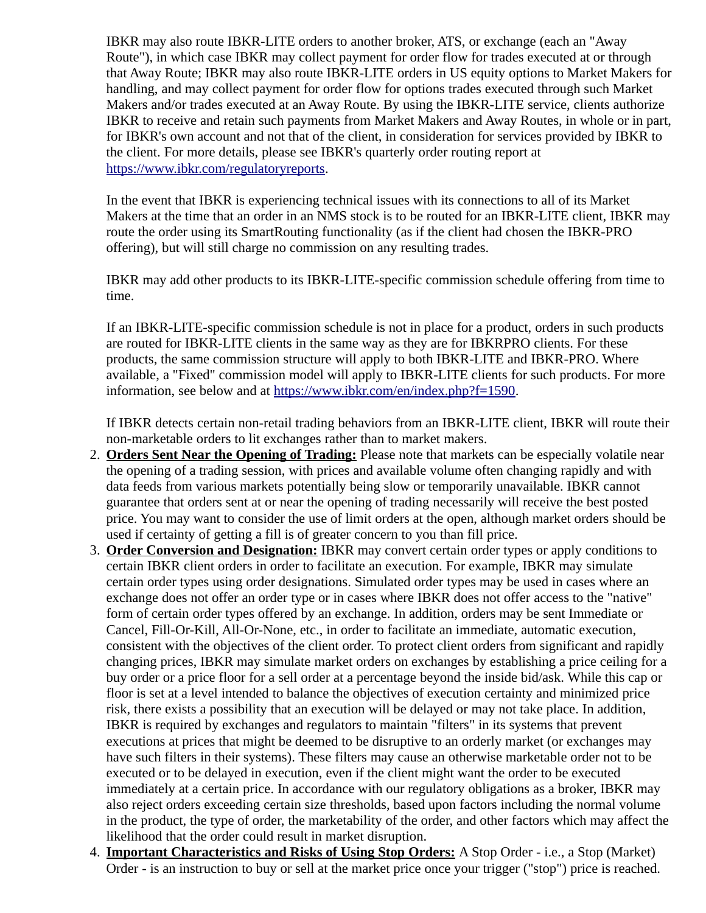IBKR may also route IBKR-LITE orders to another broker, ATS, or exchange (each an "Away Route"), in which case IBKR may collect payment for order flow for trades executed at or through that Away Route; IBKR may also route IBKR-LITE orders in US equity options to Market Makers for handling, and may collect payment for order flow for options trades executed through such Market Makers and/or trades executed at an Away Route. By using the IBKR-LITE service, clients authorize IBKR to receive and retain such payments from Market Makers and Away Routes, in whole or in part, for IBKR's own account and not that of the client, in consideration for services provided by IBKR to the client. For more details, please see IBKR's quarterly order routing report at [https://www.ibkr.com/regulatoryreports](https://www.ibkr.com/regulatoryreports).

In the event that IBKR is experiencing technical issues with its connections to all of its Market Makers at the time that an order in an NMS stock is to be routed for an IBKR-LITE client, IBKR may route the order using its SmartRouting functionality (as if the client had chosen the IBKR-PRO offering), but will still charge no commission on any resulting trades.

IBKR may add other products to its IBKR-LITE-specific commission schedule offering from time to time.

If an IBKR-LITE-specific commission schedule is not in place for a product, orders in such products are routed for IBKR-LITE clients in the same way as they are for IBKRPRO clients. For these products, the same commission structure will apply to both IBKR-LITE and IBKR-PRO. Where available, a "Fixed" commission model will apply to IBKR-LITE clients for such products. For more information, see below and at [https://www.ibkr.com/en/index.php?f=1590](https://www.ibkr.com/en/index.php?f=1590).

If IBKR detects certain non-retail trading behaviors from an IBKR-LITE client, IBKR will route their non-marketable orders to lit exchanges rather than to market makers.

2. **Orders Sent Near the Opening of Trading:** Please note that markets can be especially volatile near the opening of a trading session, with prices and available volume often changing rapidly and with data feeds from various markets potentially being slow or temporarily unavailable. IBKR cannot guarantee that orders sent at or near the opening of trading necessarily will receive the best posted price. You may want to consider the use of limit orders at the open, although market orders should be used if certainty of getting a fill is of greater concern to you than fill price.
3. **Order Conversion and Designation:** IBKR may convert certain order types or apply conditions to certain IBKR client orders in order to facilitate an execution. For example, IBKR may simulate certain order types using order designations. Simulated order types may be used in cases where an exchange does not offer an order type or in cases where IBKR does not offer access to the "native" form of certain order types offered by an exchange. In addition, orders may be sent Immediate or Cancel, Fill-Or-Kill, All-Or-None, etc., in order to facilitate an immediate, automatic execution, consistent with the objectives of the client order. To protect client orders from significant and rapidly changing prices, IBKR may simulate market orders on exchanges by establishing a price ceiling for a buy order or a price floor for a sell order at a percentage beyond the inside bid/ask. While this cap or floor is set at a level intended to balance the objectives of execution certainty and minimized price risk, there exists a possibility that an execution will be delayed or may not take place. In addition, IBKR is required by exchanges and regulators to maintain "filters" in its systems that prevent executions at prices that might be deemed to be disruptive to an orderly market (or exchanges may have such filters in their systems). These filters may cause an otherwise marketable order not to be executed or to be delayed in execution, even if the client might want the order to be executed immediately at a certain price. In accordance with our regulatory obligations as a broker, IBKR may also reject orders exceeding certain size thresholds, based upon factors including the normal volume in the product, the type of order, the marketability of the order, and other factors which may affect the likelihood that the order could result in market disruption.
4. **Important Characteristics and Risks of Using Stop Orders:** A Stop Order - i.e., a Stop (Market) Order - is an instruction to buy or sell at the market price once your trigger ("stop") price is reached.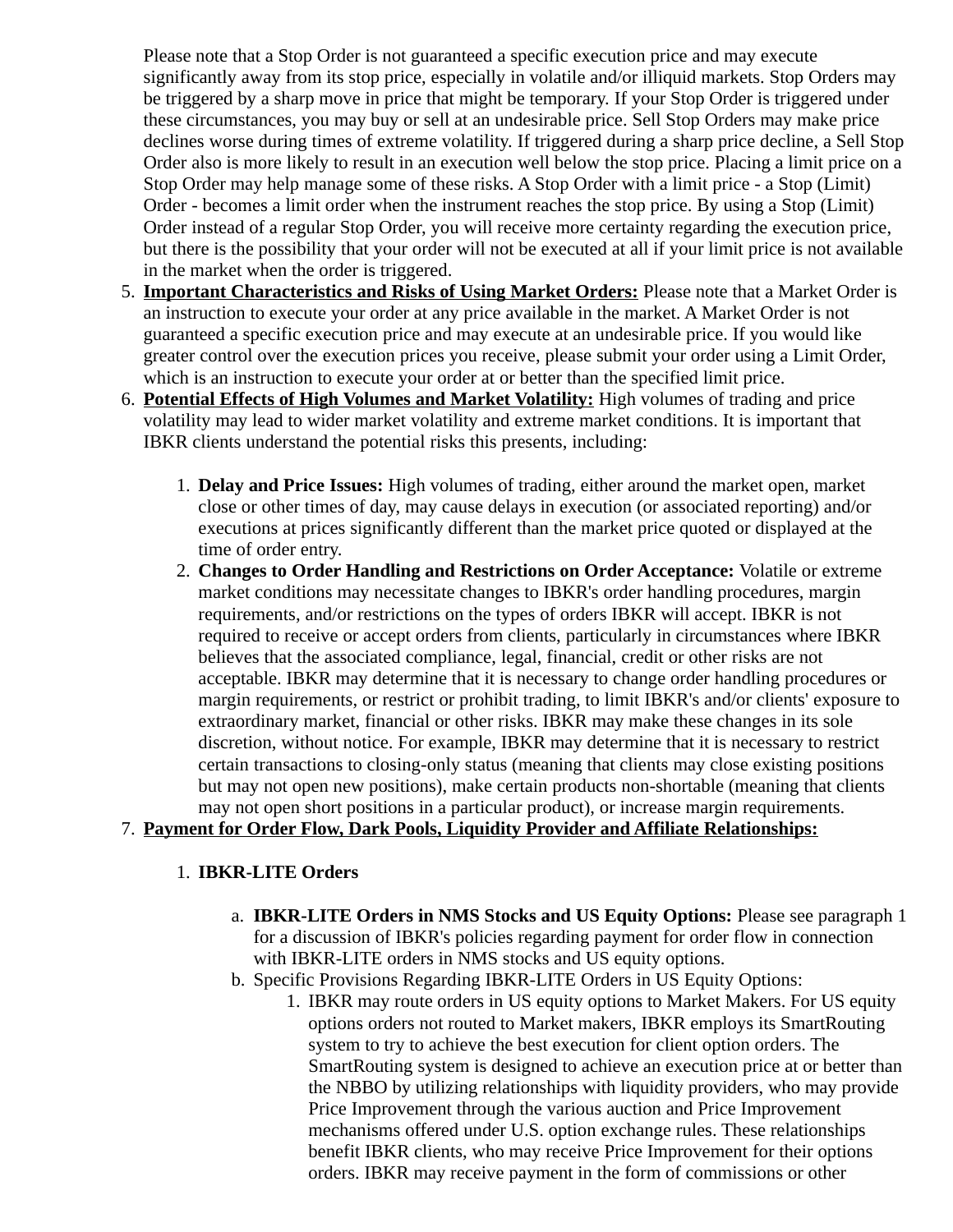Please note that a Stop Order is not guaranteed a specific execution price and may execute significantly away from its stop price, especially in volatile and/or illiquid markets. Stop Orders may be triggered by a sharp move in price that might be temporary. If your Stop Order is triggered under these circumstances, you may buy or sell at an undesirable price. Sell Stop Orders may make price declines worse during times of extreme volatility. If triggered during a sharp price decline, a Sell Stop Order also is more likely to result in an execution well below the stop price. Placing a limit price on a Stop Order may help manage some of these risks. A Stop Order with a limit price - a Stop (Limit) Order - becomes a limit order when the instrument reaches the stop price. By using a Stop (Limit) Order instead of a regular Stop Order, you will receive more certainty regarding the execution price, but there is the possibility that your order will not be executed at all if your limit price is not available in the market when the order is triggered.

5. **Important Characteristics and Risks of Using Market Orders:** Please note that a Market Order is an instruction to execute your order at any price available in the market. A Market Order is not guaranteed a specific execution price and may execute at an undesirable price. If you would like greater control over the execution prices you receive, please submit your order using a Limit Order, which is an instruction to execute your order at or better than the specified limit price.
6. **Potential Effects of High Volumes and Market Volatility:** High volumes of trading and price volatility may lead to wider market volatility and extreme market conditions. It is important that IBKR clients understand the potential risks this presents, including:

    1. **Delay and Price Issues:** High volumes of trading, either around the market open, market close or other times of day, may cause delays in execution (or associated reporting) and/or executions at prices significantly different than the market price quoted or displayed at the time of order entry.
    2. **Changes to Order Handling and Restrictions on Order Acceptance:** Volatile or extreme market conditions may necessitate changes to IBKR's order handling procedures, margin requirements, and/or restrictions on the types of orders IBKR will accept. IBKR is not required to receive or accept orders from clients, particularly in circumstances where IBKR believes that the associated compliance, legal, financial, credit or other risks are not acceptable. IBKR may determine that it is necessary to change order handling procedures or margin requirements, or restrict or prohibit trading, to limit IBKR's and/or clients' exposure to extraordinary market, financial or other risks. IBKR may make these changes in its sole discretion, without notice. For example, IBKR may determine that it is necessary to restrict certain transactions to closing-only status (meaning that clients may close existing positions but may not open new positions), make certain products non-shortable (meaning that clients may not open short positions in a particular product), or increase margin requirements.
7. **Payment for Order Flow, Dark Pools, Liquidity Provider and Affiliate Relationships:**

    1. **IBKR-LITE Orders**

        a. **IBKR-LITE Orders in NMS Stocks and US Equity Options:** Please see paragraph 1 for a discussion of IBKR's policies regarding payment for order flow in connection with IBKR-LITE orders in NMS stocks and US equity options.

        b. Specific Provisions Regarding IBKR-LITE Orders in US Equity Options:

            1. IBKR may route orders in US equity options to Market Makers. For US equity options orders not routed to Market makers, IBKR employs its SmartRouting system to try to achieve the best execution for client option orders. The SmartRouting system is designed to achieve an execution price at or better than the NBBO by utilizing relationships with liquidity providers, who may provide Price Improvement through the various auction and Price Improvement mechanisms offered under U.S. option exchange rules. These relationships benefit IBKR clients, who may receive Price Improvement for their options orders. IBKR may receive payment in the form of commissions or other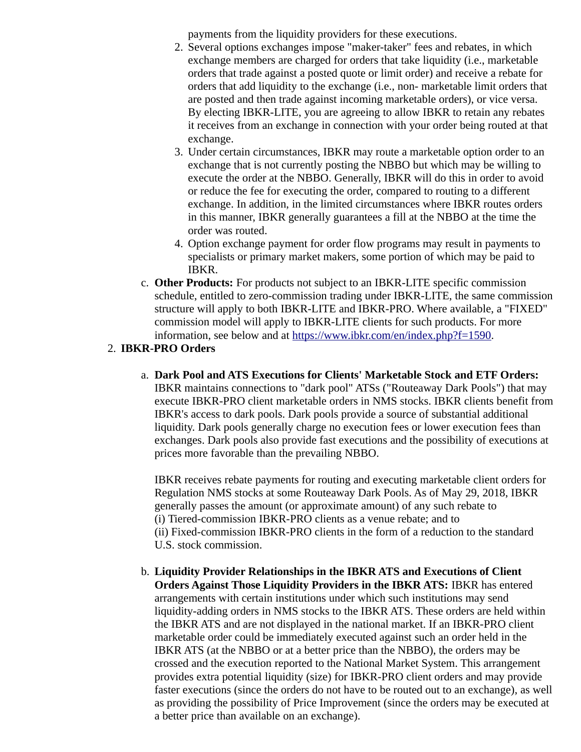payments from the liquidity providers for these executions.

2. Several options exchanges impose "maker-taker" fees and rebates, in which exchange members are charged for orders that take liquidity (i.e., marketable orders that trade against a posted quote or limit order) and receive a rebate for orders that add liquidity to the exchange (i.e., non- marketable limit orders that are posted and then trade against incoming marketable orders), or vice versa. By electing IBKR-LITE, you are agreeing to allow IBKR to retain any rebates it receives from an exchange in connection with your order being routed at that exchange.
3. Under certain circumstances, IBKR may route a marketable option order to an exchange that is not currently posting the NBBO but which may be willing to execute the order at the NBBO. Generally, IBKR will do this in order to avoid or reduce the fee for executing the order, compared to routing to a different exchange. In addition, in the limited circumstances where IBKR routes orders in this manner, IBKR generally guarantees a fill at the NBBO at the time the order was routed.
4. Option exchange payment for order flow programs may result in payments to specialists or primary market makers, some portion of which may be paid to IBKR.

c. **Other Products:** For products not subject to an IBKR-LITE specific commission schedule, entitled to zero-commission trading under IBKR-LITE, the same commission structure will apply to both IBKR-LITE and IBKR-PRO. Where available, a "FIXED" commission model will apply to IBKR-LITE clients for such products. For more information, see below and at https://www.ibkr.com/en/index.php?f=1590.

2. **IBKR-PRO Orders**

a. **Dark Pool and ATS Executions for Clients' Marketable Stock and ETF Orders:** IBKR maintains connections to "dark pool" ATSs ("Routeaway Dark Pools") that may execute IBKR-PRO client marketable orders in NMS stocks. IBKR clients benefit from IBKR's access to dark pools. Dark pools provide a source of substantial additional liquidity. Dark pools generally charge no execution fees or lower execution fees than exchanges. Dark pools also provide fast executions and the possibility of executions at prices more favorable than the prevailing NBBO.

IBKR receives rebate payments for routing and executing marketable client orders for Regulation NMS stocks at some Routeaway Dark Pools. As of May 29, 2018, IBKR generally passes the amount (or approximate amount) of any such rebate to
(i) Tiered-commission IBKR-PRO clients as a venue rebate; and to
(ii) Fixed-commission IBKR-PRO clients in the form of a reduction to the standard U.S. stock commission.

b. **Liquidity Provider Relationships in the IBKR ATS and Executions of Client Orders Against Those Liquidity Providers in the IBKR ATS:** IBKR has entered arrangements with certain institutions under which such institutions may send liquidity-adding orders in NMS stocks to the IBKR ATS. These orders are held within the IBKR ATS and are not displayed in the national market. If an IBKR-PRO client marketable order could be immediately executed against such an order held in the IBKR ATS (at the NBBO or at a better price than the NBBO), the orders may be crossed and the execution reported to the National Market System. This arrangement provides extra potential liquidity (size) for IBKR-PRO client orders and may provide faster executions (since the orders do not have to be routed out to an exchange), as well as providing the possibility of Price Improvement (since the orders may be executed at a better price than available on an exchange).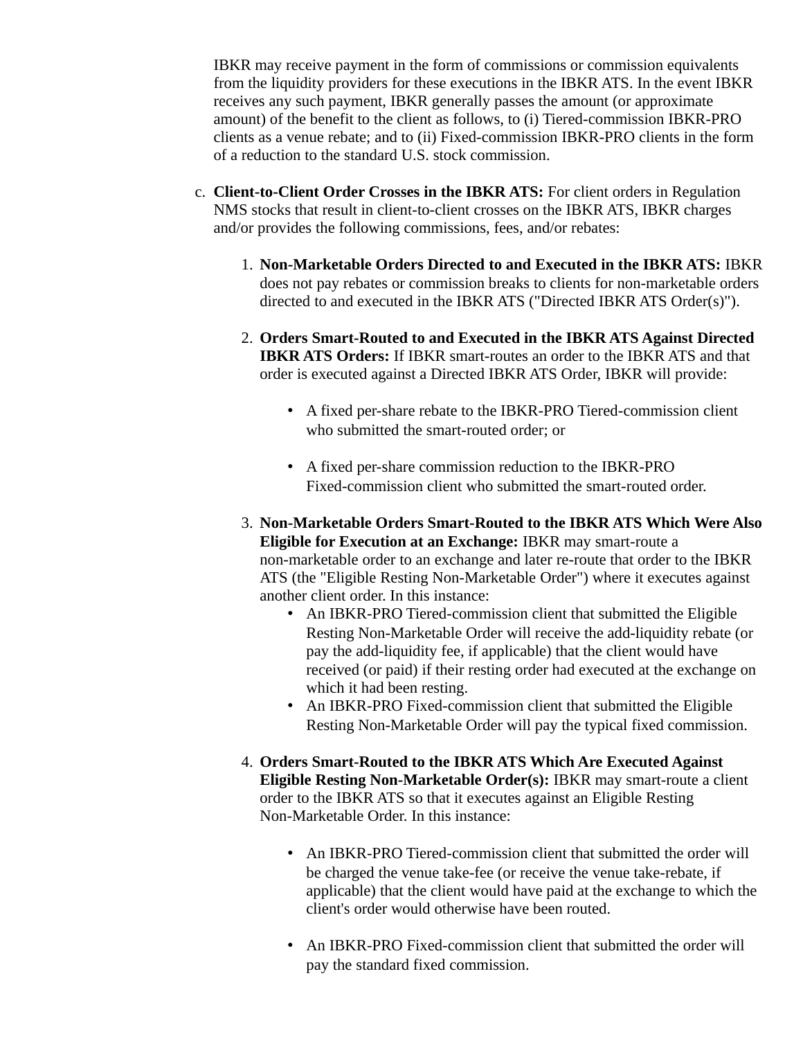IBKR may receive payment in the form of commissions or commission equivalents from the liquidity providers for these executions in the IBKR ATS. In the event IBKR receives any such payment, IBKR generally passes the amount (or approximate amount) of the benefit to the client as follows, to (i) Tiered-commission IBKR-PRO clients as a venue rebate; and to (ii) Fixed-commission IBKR-PRO clients in the form of a reduction to the standard U.S. stock commission.

c. **Client-to-Client Order Crosses in the IBKR ATS:** For client orders in Regulation NMS stocks that result in client-to-client crosses on the IBKR ATS, IBKR charges and/or provides the following commissions, fees, and/or rebates:

   1. **Non-Marketable Orders Directed to and Executed in the IBKR ATS:** IBKR does not pay rebates or commission breaks to clients for non-marketable orders directed to and executed in the IBKR ATS ("Directed IBKR ATS Order(s)").

   2. **Orders Smart-Routed to and Executed in the IBKR ATS Against Directed IBKR ATS Orders:** If IBKR smart-routes an order to the IBKR ATS and that order is executed against a Directed IBKR ATS Order, IBKR will provide:

      - A fixed per-share rebate to the IBKR-PRO Tiered-commission client who submitted the smart-routed order; or

      - A fixed per-share commission reduction to the IBKR-PRO Fixed-commission client who submitted the smart-routed order.

   3. **Non-Marketable Orders Smart-Routed to the IBKR ATS Which Were Also Eligible for Execution at an Exchange:** IBKR may smart-route a non-marketable order to an exchange and later re-route that order to the IBKR ATS (the "Eligible Resting Non-Marketable Order") where it executes against another client order. In this instance:
      - An IBKR-PRO Tiered-commission client that submitted the Eligible Resting Non-Marketable Order will receive the add-liquidity rebate (or pay the add-liquidity fee, if applicable) that the client would have received (or paid) if their resting order had executed at the exchange on which it had been resting.
      - An IBKR-PRO Fixed-commission client that submitted the Eligible Resting Non-Marketable Order will pay the typical fixed commission.

   4. **Orders Smart-Routed to the IBKR ATS Which Are Executed Against Eligible Resting Non-Marketable Order(s):** IBKR may smart-route a client order to the IBKR ATS so that it executes against an Eligible Resting Non-Marketable Order. In this instance:

      - An IBKR-PRO Tiered-commission client that submitted the order will be charged the venue take-fee (or receive the venue take-rebate, if applicable) that the client would have paid at the exchange to which the client's order would otherwise have been routed.

      - An IBKR-PRO Fixed-commission client that submitted the order will pay the standard fixed commission.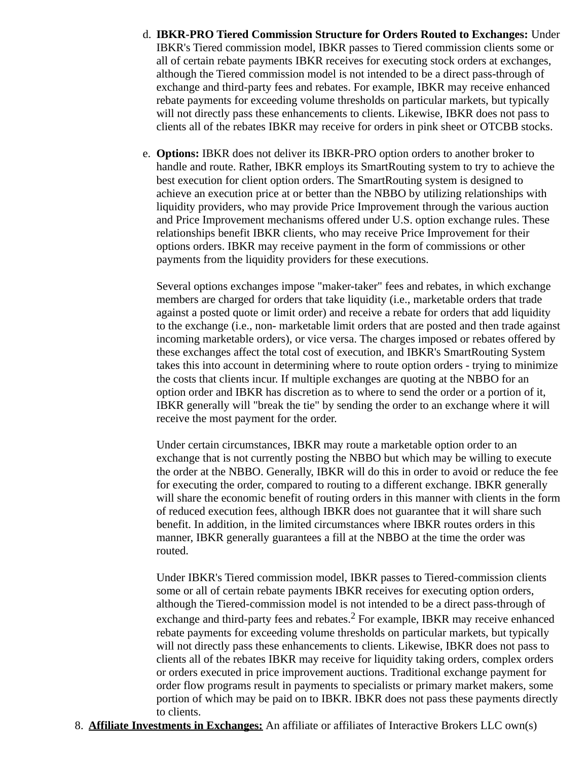d. **IBKR-PRO Tiered Commission Structure for Orders Routed to Exchanges:** Under IBKR's Tiered commission model, IBKR passes to Tiered commission clients some or all of certain rebate payments IBKR receives for executing stock orders at exchanges, although the Tiered commission model is not intended to be a direct pass-through of exchange and third-party fees and rebates. For example, IBKR may receive enhanced rebate payments for exceeding volume thresholds on particular markets, but typically will not directly pass these enhancements to clients. Likewise, IBKR does not pass to clients all of the rebates IBKR may receive for orders in pink sheet or OTCBB stocks.

e. **Options:** IBKR does not deliver its IBKR-PRO option orders to another broker to handle and route. Rather, IBKR employs its SmartRouting system to try to achieve the best execution for client option orders. The SmartRouting system is designed to achieve an execution price at or better than the NBBO by utilizing relationships with liquidity providers, who may provide Price Improvement through the various auction and Price Improvement mechanisms offered under U.S. option exchange rules. These relationships benefit IBKR clients, who may receive Price Improvement for their options orders. IBKR may receive payment in the form of commissions or other payments from the liquidity providers for these executions.

   Several options exchanges impose "maker-taker" fees and rebates, in which exchange members are charged for orders that take liquidity (i.e., marketable orders that trade against a posted quote or limit order) and receive a rebate for orders that add liquidity to the exchange (i.e., non- marketable limit orders that are posted and then trade against incoming marketable orders), or vice versa. The charges imposed or rebates offered by these exchanges affect the total cost of execution, and IBKR's SmartRouting System takes this into account in determining where to route option orders - trying to minimize the costs that clients incur. If multiple exchanges are quoting at the NBBO for an option order and IBKR has discretion as to where to send the order or a portion of it, IBKR generally will "break the tie" by sending the order to an exchange where it will receive the most payment for the order.

   Under certain circumstances, IBKR may route a marketable option order to an exchange that is not currently posting the NBBO but which may be willing to execute the order at the NBBO. Generally, IBKR will do this in order to avoid or reduce the fee for executing the order, compared to routing to a different exchange. IBKR generally will share the economic benefit of routing orders in this manner with clients in the form of reduced execution fees, although IBKR does not guarantee that it will share such benefit. In addition, in the limited circumstances where IBKR routes orders in this manner, IBKR generally guarantees a fill at the NBBO at the time the order was routed.

   Under IBKR's Tiered commission model, IBKR passes to Tiered-commission clients some or all of certain rebate payments IBKR receives for executing option orders, although the Tiered-commission model is not intended to be a direct pass-through of exchange and third-party fees and rebates.[2] For example, IBKR may receive enhanced rebate payments for exceeding volume thresholds on particular markets, but typically will not directly pass these enhancements to clients. Likewise, IBKR does not pass to clients all of the rebates IBKR may receive for liquidity taking orders, complex orders or orders executed in price improvement auctions. Traditional exchange payment for order flow programs result in payments to specialists or primary market makers, some portion of which may be paid on to IBKR. IBKR does not pass these payments directly to clients.

8. **<u>Affiliate Investments in Exchanges:</u>** An affiliate or affiliates of Interactive Brokers LLC own(s)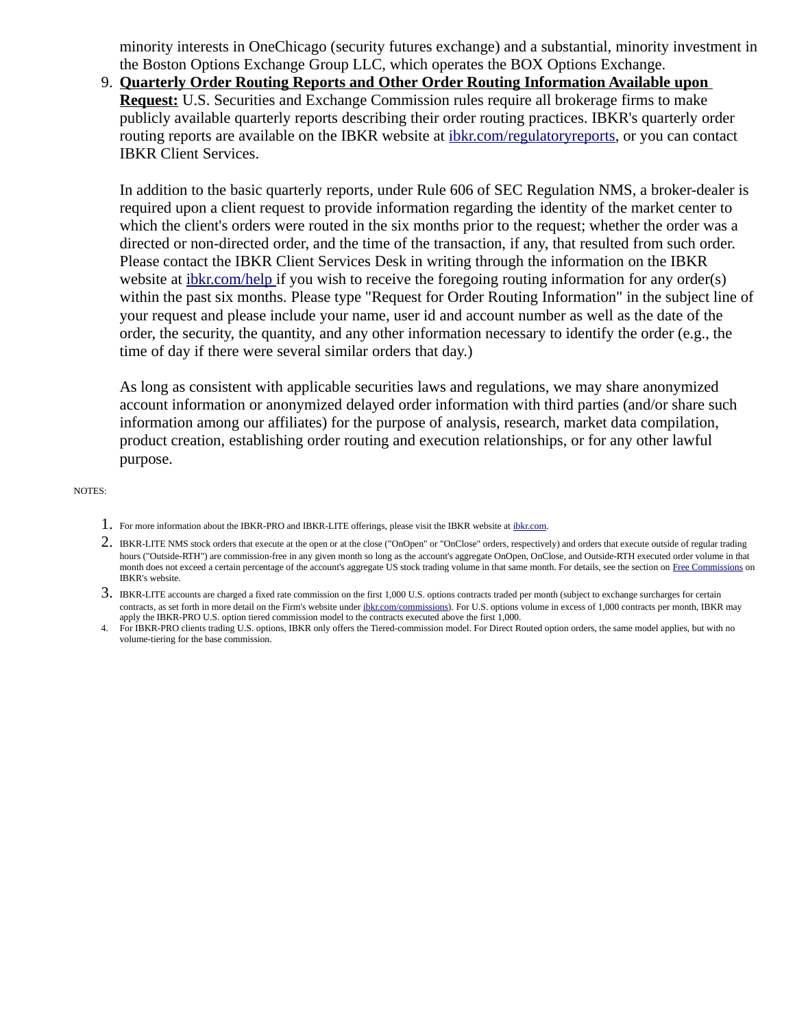minority interests in OneChicago (security futures exchange) and a substantial, minority investment in the Boston Options Exchange Group LLC, which operates the BOX Options Exchange.

9. **Quarterly Order Routing Reports and Other Order Routing Information Available upon Request:** U.S. Securities and Exchange Commission rules require all brokerage firms to make publicly available quarterly reports describing their order routing practices. IBKR's quarterly order routing reports are available on the IBKR website at [ibkr.com/regulatoryreports](ibkr.com/regulatoryreports), or you can contact IBKR Client Services.

   In addition to the basic quarterly reports, under Rule 606 of SEC Regulation NMS, a broker-dealer is required upon a client request to provide information regarding the identity of the market center to which the client's orders were routed in the six months prior to the request; whether the order was a directed or non-directed order, and the time of the transaction, if any, that resulted from such order. Please contact the IBKR Client Services Desk in writing through the information on the IBKR website at [ibkr.com/help](ibkr.com/help) if you wish to receive the foregoing routing information for any order(s) within the past six months. Please type "Request for Order Routing Information" in the subject line of your request and please include your name, user id and account number as well as the date of the order, the security, the quantity, and any other information necessary to identify the order (e.g., the time of day if there were several similar orders that day.)

   As long as consistent with applicable securities laws and regulations, we may share anonymized account information or anonymized delayed order information with third parties (and/or share such information among our affiliates) for the purpose of analysis, research, market data compilation, product creation, establishing order routing and execution relationships, or for any other lawful purpose.

NOTES:

1. For more information about the IBKR-PRO and IBKR-LITE offerings, please visit the IBKR website at [ibkr.com](ibkr.com).
2. IBKR-LITE NMS stock orders that execute at the open or at the close ("OnOpen" or "OnClose" orders, respectively) and orders that execute outside of regular trading hours ("Outside-RTH") are commission-free in any given month so long as the account's aggregate OnOpen, OnClose, and Outside-RTH executed order volume in that month does not exceed a certain percentage of the account's aggregate US stock trading volume in that same month. For details, see the section on Free Commissions on IBKR's website.
3. IBKR-LITE accounts are charged a fixed rate commission on the first 1,000 U.S. options contracts traded per month (subject to exchange surcharges for certain contracts, as set forth in more detail on the Firm's website under [ibkr.com/commissions](ibkr.com/commissions)). For U.S. options volume in excess of 1,000 contracts per month, IBKR may apply the IBKR-PRO U.S. option tiered commission model to the contracts executed above the first 1,000.
4. For IBKR-PRO clients trading U.S. options, IBKR only offers the Tiered-commission model. For Direct Routed option orders, the same model applies, but with no volume-tiering for the base commission.